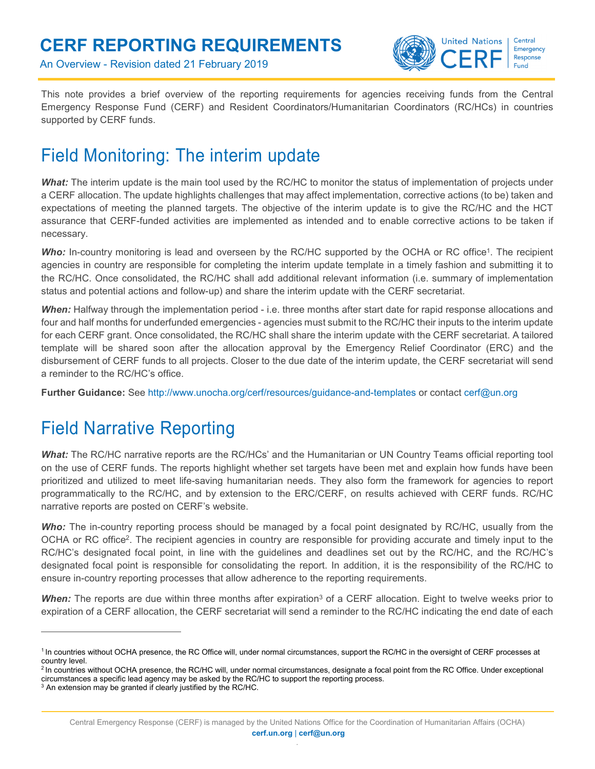# CERF REPORTING REQUIREMENTS

An Overview - Revision dated 21 February 2019

This note provides a brief overview of the reporting requirements for agencies receiving funds from the Central Emergency Response Fund (CERF) and Resident Coordinators/Humanitarian Coordinators (RC/HCs) in countries supported by CERF funds.

## Field Monitoring: The interim update

***What:*** The interim update is the main tool used by the RC/HC to monitor the status of implementation of projects under a CERF allocation. The update highlights challenges that may affect implementation, corrective actions (to be) taken and expectations of meeting the planned targets. The objective of the interim update is to give the RC/HC and the HCT assurance that CERF-funded activities are implemented as intended and to enable corrective actions to be taken if necessary.

***Who:*** In-country monitoring is lead and overseen by the RC/HC supported by the OCHA or RC office[1]. The recipient agencies in country are responsible for completing the interim update template in a timely fashion and submitting it to the RC/HC. Once consolidated, the RC/HC shall add additional relevant information (i.e. summary of implementation status and potential actions and follow-up) and share the interim update with the CERF secretariat.

***When:*** Halfway through the implementation period - i.e. three months after start date for rapid response allocations and four and half months for underfunded emergencies - agencies must submit to the RC/HC their inputs to the interim update for each CERF grant. Once consolidated, the RC/HC shall share the interim update with the CERF secretariat. A tailored template will be shared soon after the allocation approval by the Emergency Relief Coordinator (ERC) and the disbursement of CERF funds to all projects. Closer to the due date of the interim update, the CERF secretariat will send a reminder to the RC/HC's office.

**Further Guidance:** See http://www.unocha.org/cerf/resources/guidance-and-templates or contact cerf@un.org

## Field Narrative Reporting

***What:*** The RC/HC narrative reports are the RC/HCs' and the Humanitarian or UN Country Teams official reporting tool on the use of CERF funds. The reports highlight whether set targets have been met and explain how funds have been prioritized and utilized to meet life-saving humanitarian needs. They also form the framework for agencies to report programmatically to the RC/HC, and by extension to the ERC/CERF, on results achieved with CERF funds. RC/HC narrative reports are posted on CERF's website.

***Who:*** The in-country reporting process should be managed by a focal point designated by RC/HC, usually from the OCHA or RC office[2]. The recipient agencies in country are responsible for providing accurate and timely input to the RC/HC's designated focal point, in line with the guidelines and deadlines set out by the RC/HC, and the RC/HC's designated focal point is responsible for consolidating the report. In addition, it is the responsibility of the RC/HC to ensure in-country reporting processes that allow adherence to the reporting requirements.

***When:*** The reports are due within three months after expiration[3] of a CERF allocation. Eight to twelve weeks prior to expiration of a CERF allocation, the CERF secretariat will send a reminder to the RC/HC indicating the end date of each

---

[1] In countries without OCHA presence, the RC Office will, under normal circumstances, support the RC/HC in the oversight of CERF processes at country level.

[2] In countries without OCHA presence, the RC/HC will, under normal circumstances, designate a focal point from the RC Office. Under exceptional circumstances a specific lead agency may be asked by the RC/HC to support the reporting process.

[3] An extension may be granted if clearly justified by the RC/HC.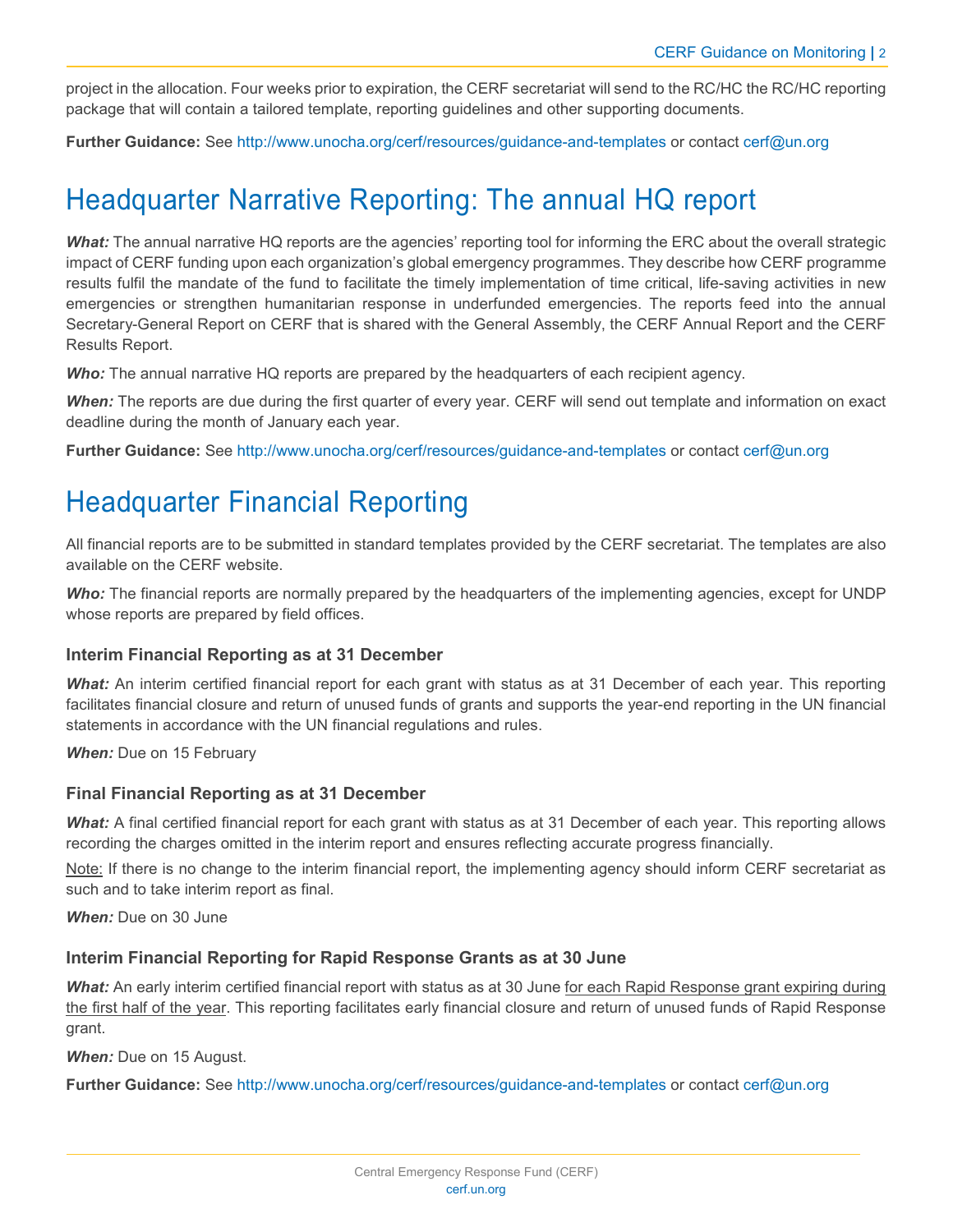project in the allocation. Four weeks prior to expiration, the CERF secretariat will send to the RC/HC the RC/HC reporting package that will contain a tailored template, reporting guidelines and other supporting documents.

**Further Guidance:** See http://www.unocha.org/cerf/resources/guidance-and-templates or contact cerf@un.org

# Headquarter Narrative Reporting: The annual HQ report

***What:*** The annual narrative HQ reports are the agencies' reporting tool for informing the ERC about the overall strategic impact of CERF funding upon each organization's global emergency programmes. They describe how CERF programme results fulfil the mandate of the fund to facilitate the timely implementation of time critical, life-saving activities in new emergencies or strengthen humanitarian response in underfunded emergencies. The reports feed into the annual Secretary-General Report on CERF that is shared with the General Assembly, the CERF Annual Report and the CERF Results Report.

***Who:*** The annual narrative HQ reports are prepared by the headquarters of each recipient agency.

***When:*** The reports are due during the first quarter of every year. CERF will send out template and information on exact deadline during the month of January each year.

**Further Guidance:** See http://www.unocha.org/cerf/resources/guidance-and-templates or contact cerf@un.org

# Headquarter Financial Reporting

All financial reports are to be submitted in standard templates provided by the CERF secretariat. The templates are also available on the CERF website.

***Who:*** The financial reports are normally prepared by the headquarters of the implementing agencies, except for UNDP whose reports are prepared by field offices.

### Interim Financial Reporting as at 31 December

***What:*** An interim certified financial report for each grant with status as at 31 December of each year. This reporting facilitates financial closure and return of unused funds of grants and supports the year-end reporting in the UN financial statements in accordance with the UN financial regulations and rules.

***When:*** Due on 15 February

### Final Financial Reporting as at 31 December

***What:*** A final certified financial report for each grant with status as at 31 December of each year. This reporting allows recording the charges omitted in the interim report and ensures reflecting accurate progress financially.

Note: If there is no change to the interim financial report, the implementing agency should inform CERF secretariat as such and to take interim report as final.

***When:*** Due on 30 June

### Interim Financial Reporting for Rapid Response Grants as at 30 June

***What:*** An early interim certified financial report with status as at 30 June for each Rapid Response grant expiring during the first half of the year. This reporting facilitates early financial closure and return of unused funds of Rapid Response grant.

***When:*** Due on 15 August.

**Further Guidance:** See http://www.unocha.org/cerf/resources/guidance-and-templates or contact cerf@un.org